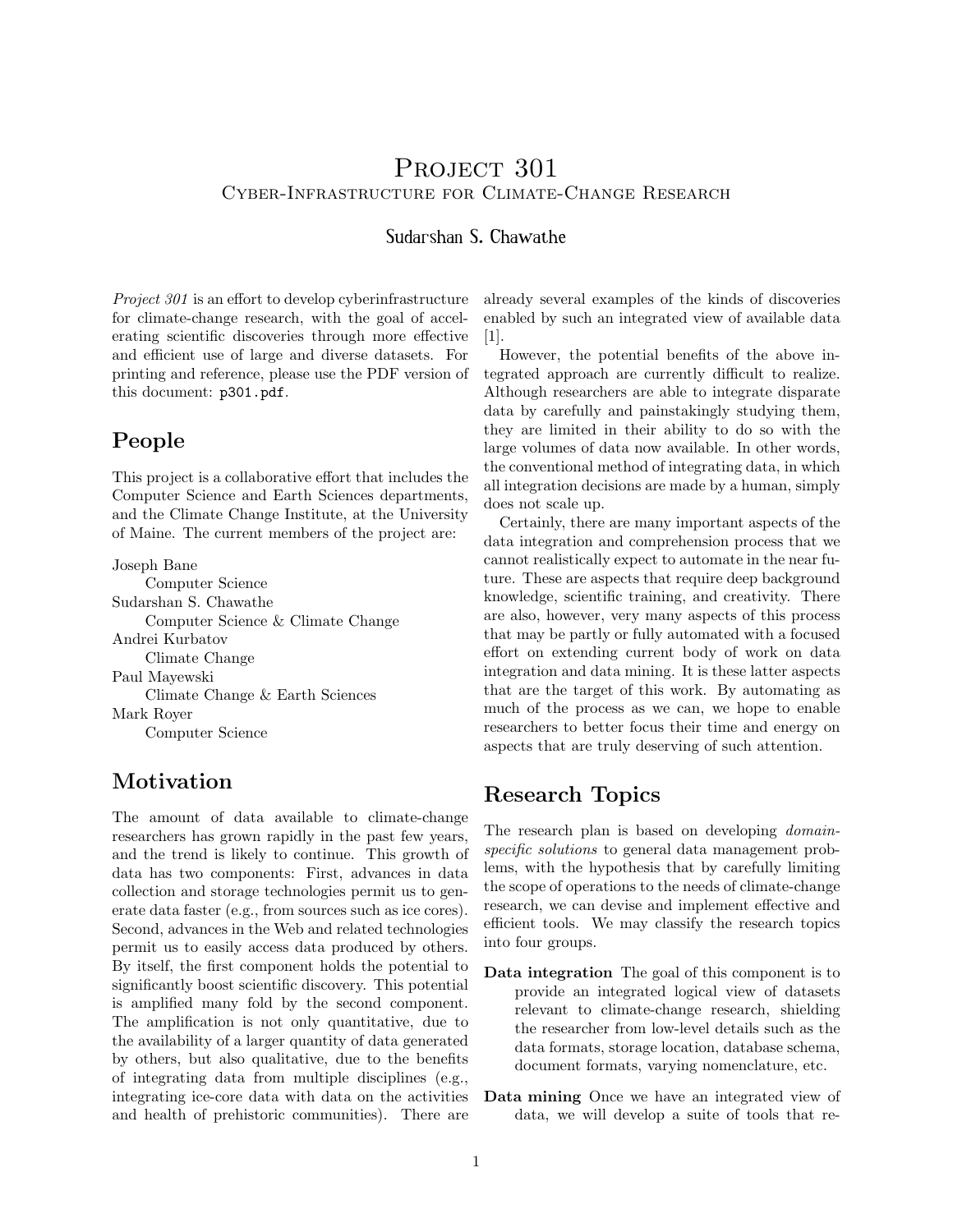# Project 301

## Cyber-Infrastructure for Climate-Change Research

Sudarshan S. Chawathe

*Project 301* is an effort to develop cyberinfrastructure for climate-change research, with the goal of accelerating scientific discoveries through more effective and efficient use of large and diverse datasets. For printing and reference, please use the PDF version of this document: `p301.pdf`.

## People

This project is a collaborative effort that includes the Computer Science and Earth Sciences departments, and the Climate Change Institute, at the University of Maine. The current members of the project are:

Joseph Bane
  Computer Science
Sudarshan S. Chawathe
  Computer Science & Climate Change
Andrei Kurbatov
  Climate Change
Paul Mayewski
  Climate Change & Earth Sciences
Mark Royer
  Computer Science

## Motivation

The amount of data available to climate-change researchers has grown rapidly in the past few years, and the trend is likely to continue. This growth of data has two components: First, advances in data collection and storage technologies permit us to generate data faster (e.g., from sources such as ice cores). Second, advances in the Web and related technologies permit us to easily access data produced by others. By itself, the first component holds the potential to significantly boost scientific discovery. This potential is amplified many fold by the second component. The amplification is not only quantitative, due to the availability of a larger quantity of data generated by others, but also qualitative, due to the benefits of integrating data from multiple disciplines (e.g., integrating ice-core data with data on the activities and health of prehistoric communities). There are already several examples of the kinds of discoveries enabled by such an integrated view of available data [1].

However, the potential benefits of the above integrated approach are currently difficult to realize. Although researchers are able to integrate disparate data by carefully and painstakingly studying them, they are limited in their ability to do so with the large volumes of data now available. In other words, the conventional method of integrating data, in which all integration decisions are made by a human, simply does not scale up.

Certainly, there are many important aspects of the data integration and comprehension process that we cannot realistically expect to automate in the near future. These are aspects that require deep background knowledge, scientific training, and creativity. There are also, however, very many aspects of this process that may be partly or fully automated with a focused effort on extending current body of work on data integration and data mining. It is these latter aspects that are the target of this work. By automating as much of the process as we can, we hope to enable researchers to better focus their time and energy on aspects that are truly deserving of such attention.

## Research Topics

The research plan is based on developing *domain-specific solutions* to general data management problems, with the hypothesis that by carefully limiting the scope of operations to the needs of climate-change research, we can devise and implement effective and efficient tools. We may classify the research topics into four groups.

**Data integration** The goal of this component is to provide an integrated logical view of datasets relevant to climate-change research, shielding the researcher from low-level details such as the data formats, storage location, database schema, document formats, varying nomenclature, etc.

**Data mining** Once we have an integrated view of data, we will develop a suite of tools that re-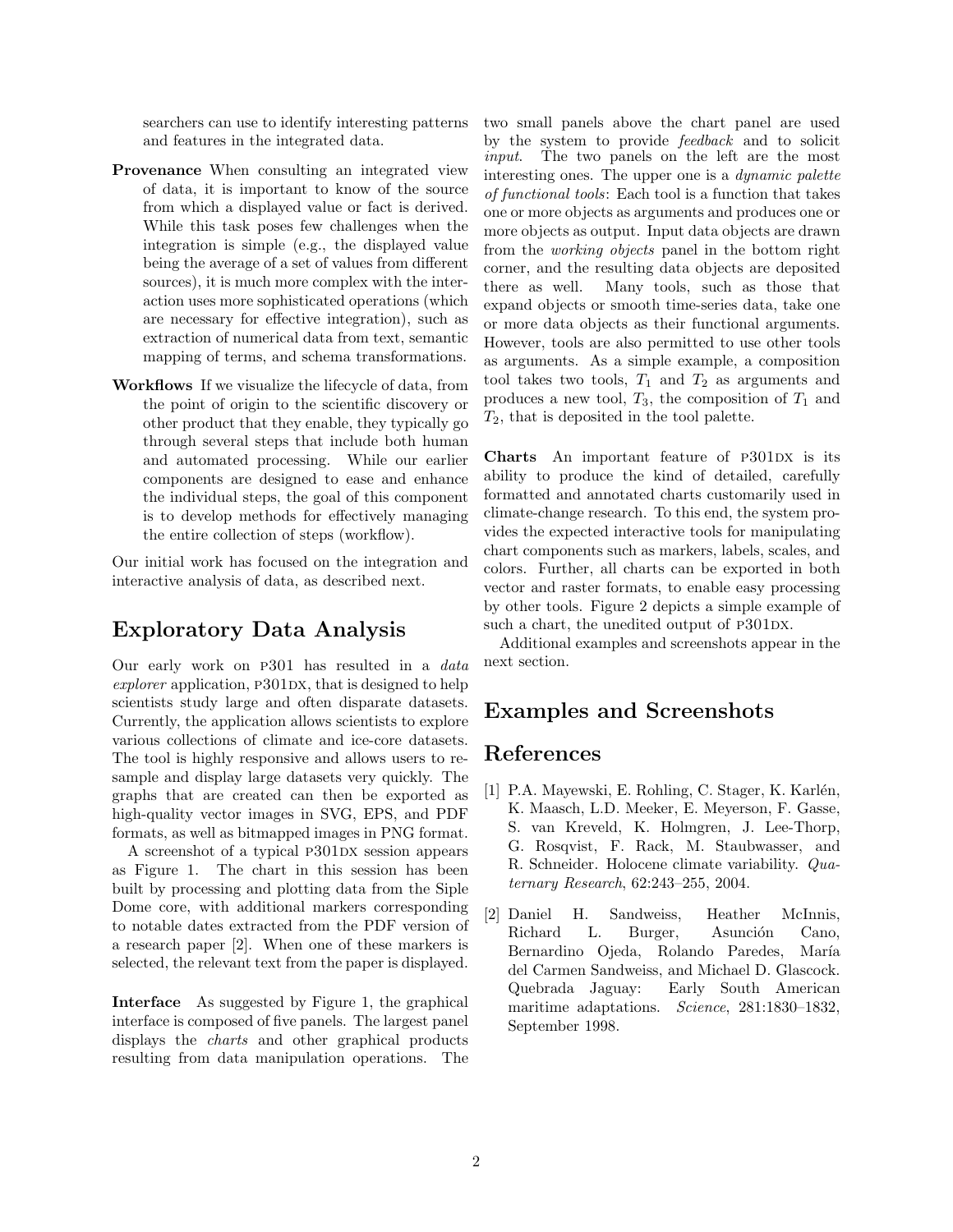searchers can use to identify interesting patterns and features in the integrated data.

**Provenance** When consulting an integrated view of data, it is important to know of the source from which a displayed value or fact is derived. While this task poses few challenges when the integration is simple (e.g., the displayed value being the average of a set of values from different sources), it is much more complex with the interaction uses more sophisticated operations (which are necessary for effective integration), such as extraction of numerical data from text, semantic mapping of terms, and schema transformations.

**Workflows** If we visualize the lifecycle of data, from the point of origin to the scientific discovery or other product that they enable, they typically go through several steps that include both human and automated processing. While our earlier components are designed to ease and enhance the individual steps, the goal of this component is to develop methods for effectively managing the entire collection of steps (workflow).

Our initial work has focused on the integration and interactive analysis of data, as described next.

## Exploratory Data Analysis

Our early work on P301 has resulted in a *data explorer* application, P301DX, that is designed to help scientists study large and often disparate datasets. Currently, the application allows scientists to explore various collections of climate and ice-core datasets. The tool is highly responsive and allows users to resample and display large datasets very quickly. The graphs that are created can then be exported as high-quality vector images in SVG, EPS, and PDF formats, as well as bitmapped images in PNG format.

A screenshot of a typical P301DX session appears as Figure 1. The chart in this session has been built by processing and plotting data from the Siple Dome core, with additional markers corresponding to notable dates extracted from the PDF version of a research paper [2]. When one of these markers is selected, the relevant text from the paper is displayed.

**Interface** As suggested by Figure 1, the graphical interface is composed of five panels. The largest panel displays the *charts* and other graphical products resulting from data manipulation operations. The two small panels above the chart panel are used by the system to provide *feedback* and to solicit *input*. The two panels on the left are the most interesting ones. The upper one is a *dynamic palette of functional tools*: Each tool is a function that takes one or more objects as arguments and produces one or more objects as output. Input data objects are drawn from the *working objects* panel in the bottom right corner, and the resulting data objects are deposited there as well. Many tools, such as those that expand objects or smooth time-series data, take one or more data objects as their functional arguments. However, tools are also permitted to use other tools as arguments. As a simple example, a composition tool takes two tools, $T_1$ and $T_2$ as arguments and produces a new tool, $T_3$, the composition of $T_1$ and $T_2$, that is deposited in the tool palette.

**Charts** An important feature of P301DX is its ability to produce the kind of detailed, carefully formatted and annotated charts customarily used in climate-change research. To this end, the system provides the expected interactive tools for manipulating chart components such as markers, labels, scales, and colors. Further, all charts can be exported in both vector and raster formats, to enable easy processing by other tools. Figure 2 depicts a simple example of such a chart, the unedited output of P301DX.

Additional examples and screenshots appear in the next section.

## Examples and Screenshots

## References

[1] P.A. Mayewski, E. Rohling, C. Stager, K. Karlén, K. Maasch, L.D. Meeker, E. Meyerson, F. Gasse, S. van Kreveld, K. Holmgren, J. Lee-Thorp, G. Rosqvist, F. Rack, M. Staubwasser, and R. Schneider. Holocene climate variability. *Quaternary Research*, 62:243–255, 2004.

[2] Daniel H. Sandweiss, Heather McInnis, Richard L. Burger, Asunción Cano, Bernardino Ojeda, Rolando Paredes, María del Carmen Sandweiss, and Michael D. Glascock. Quebrada Jaguay: Early South American maritime adaptations. *Science*, 281:1830–1832, September 1998.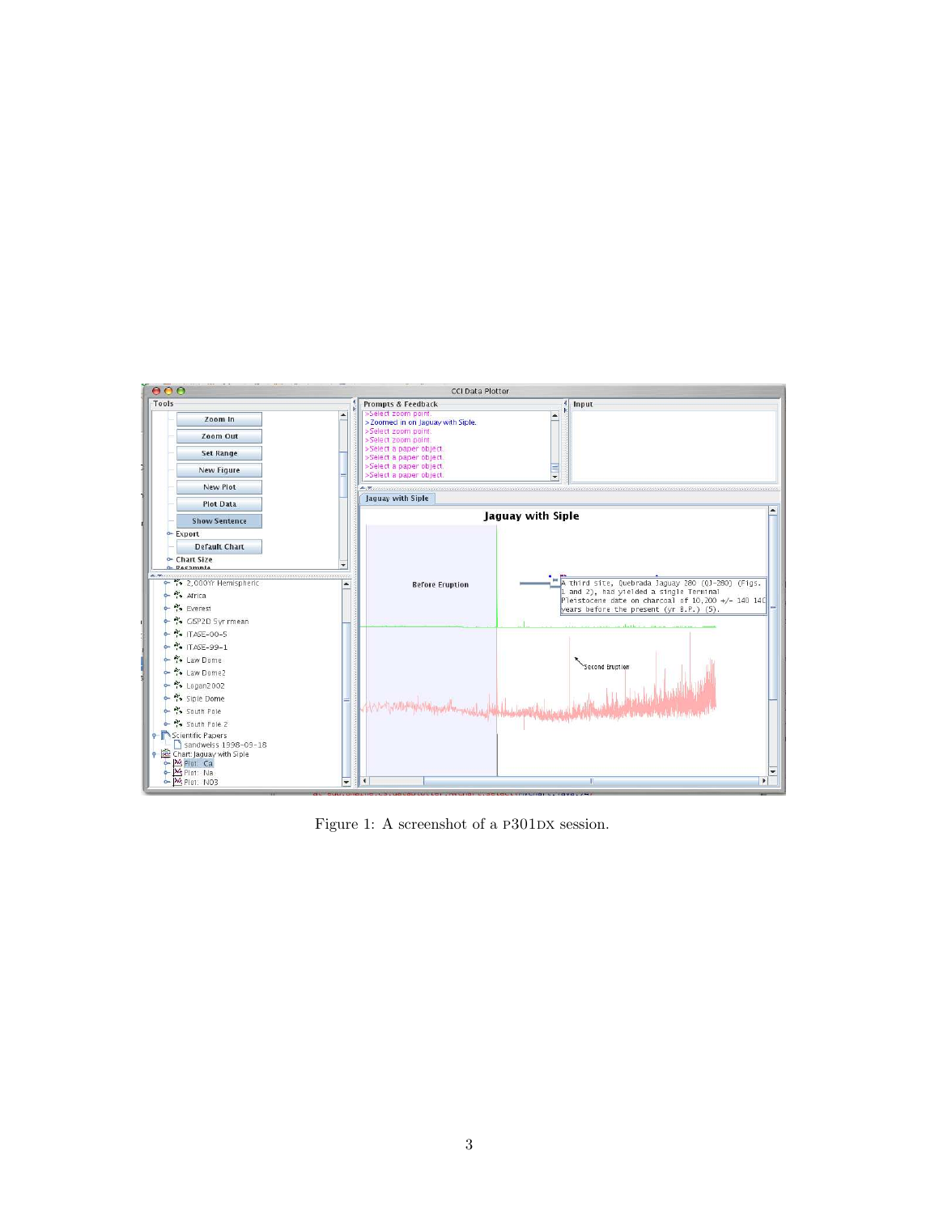Figure 1: A screenshot of a P301DX session.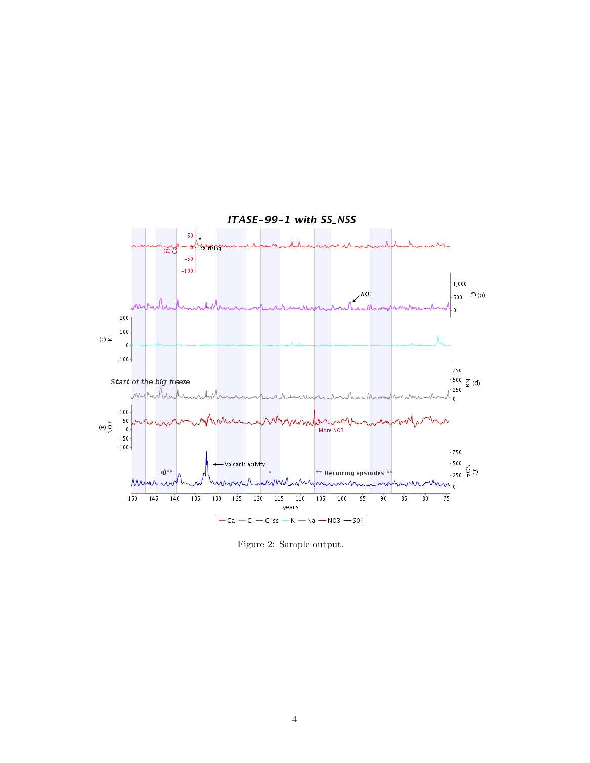Figure 2: Sample output.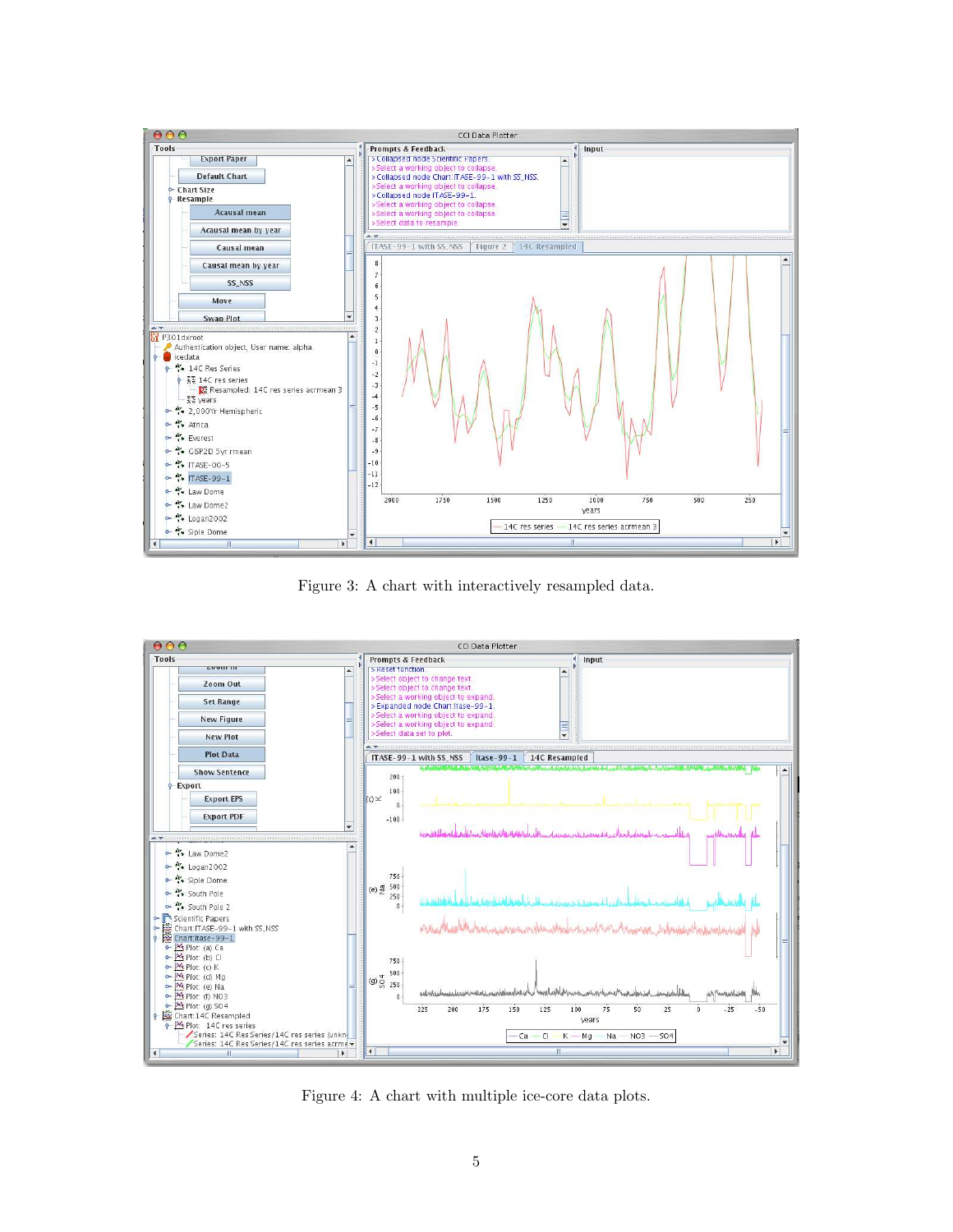Figure 3: A chart with interactively resampled data.

Figure 4: A chart with multiple ice-core data plots.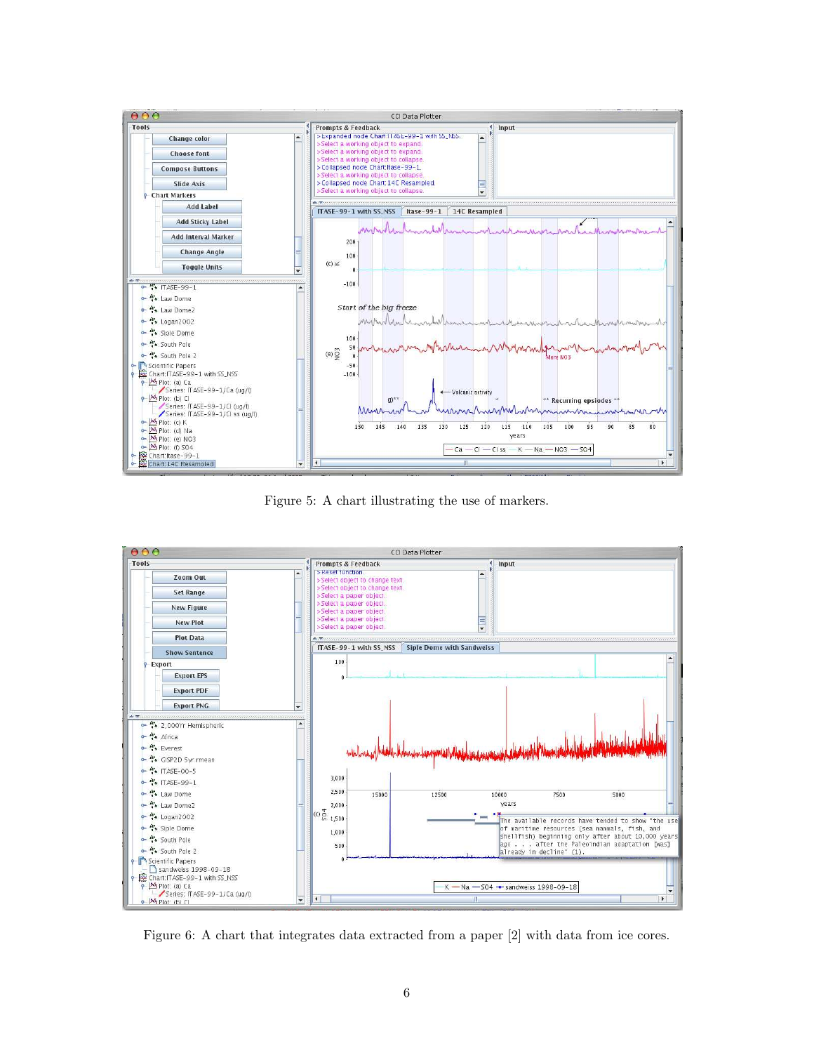Figure 5: A chart illustrating the use of markers.

Figure 6: A chart that integrates data extracted from a paper [2] with data from ice cores.